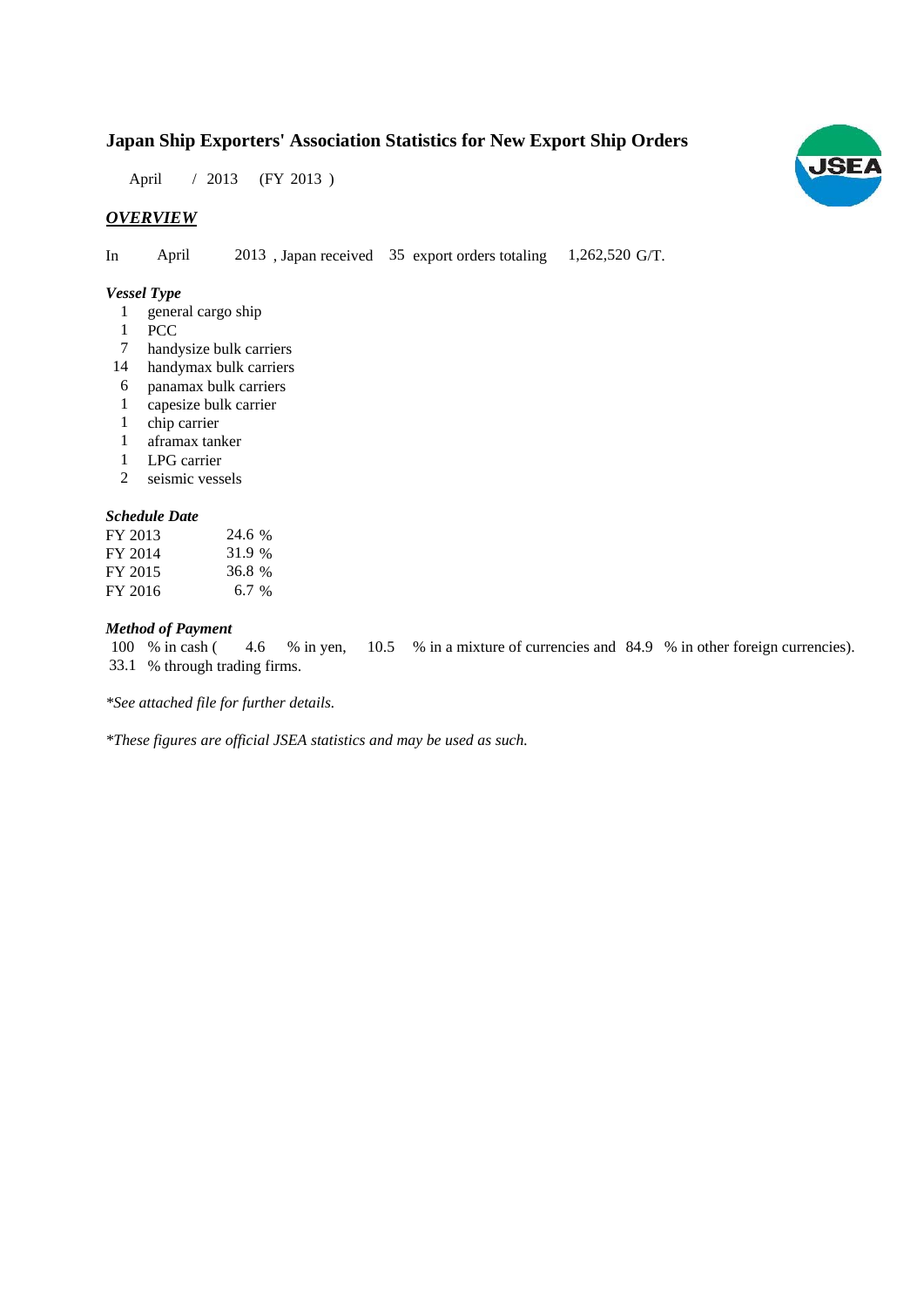# Japan Ship Exporters' Association Statistics for New Export Ship Orders

April / 2013 (FY 2013 )

## *OVERVIEW*

In April 2013 , Japan received 35 export orders totaling 1,262,520 G/T.

### *Vessel Type*

- 1 general cargo ship
- 1 PCC
- 7 handysize bulk carriers
- 14 handymax bulk carriers
- 6 panamax bulk carriers
- 1 capesize bulk carrier
- 1 chip carrier
- 1 aframax tanker
- 1 LPG carrier
- 2 seismic vessels

### *Schedule Date*

| | |
|---|---|
| FY 2013 | 24.6 % |
| FY 2014 | 31.9 % |
| FY 2015 | 36.8 % |
| FY 2016 | 6.7 % |

### *Method of Payment*

100 % in cash ( 4.6 % in yen, 10.5 % in a mixture of currencies and 84.9 % in other foreign currencies).
33.1 % through trading firms.

*\*See attached file for further details.*

*\*These figures are official JSEA statistics and may be used as such.*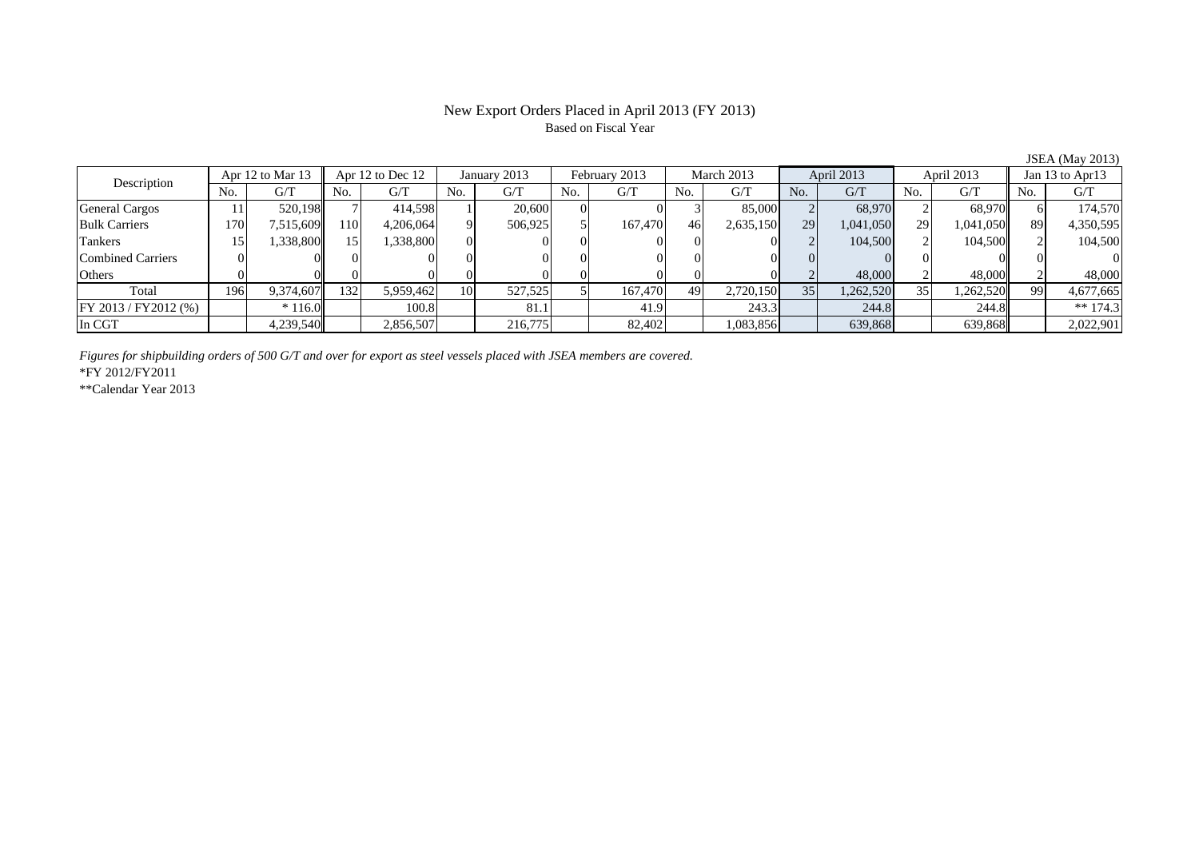# New Export Orders Placed in April 2013 (FY 2013)

Based on Fiscal Year

JSEA (May 2013)

| Description | Apr 12 to Mar 13 | | Apr 12 to Dec 12 | | January 2013 | | February 2013 | | March 2013 | | April 2013 | | April 2013 | | Jan 13 to Apr13 | |
|---|---|---|---|---|---|---|---|---|---|---|---|---|---|---|---|---|
| | No. | G/T | No. | G/T | No. | G/T | No. | G/T | No. | G/T | No. | G/T | No. | G/T | No. | G/T |
| General Cargos | 11 | 520,198 | 7 | 414,598 | 1 | 20,600 | 0 | 0 | 3 | 85,000 | 2 | 68,970 | 2 | 68,970 | 6 | 174,570 |
| Bulk Carriers | 170 | 7,515,609 | 110 | 4,206,064 | 9 | 506,925 | 5 | 167,470 | 46 | 2,635,150 | 29 | 1,041,050 | 29 | 1,041,050 | 89 | 4,350,595 |
| Tankers | 15 | 1,338,800 | 15 | 1,338,800 | 0 | 0 | 0 | 0 | 0 | 0 | 2 | 104,500 | 2 | 104,500 | 2 | 104,500 |
| Combined Carriers | 0 | 0 | 0 | 0 | 0 | 0 | 0 | 0 | 0 | 0 | 0 | 0 | 0 | 0 | 0 | 0 |
| Others | 0 | 0 | 0 | 0 | 0 | 0 | 0 | 0 | 0 | 0 | 2 | 48,000 | 2 | 48,000 | 2 | 48,000 |
| Total | 196 | 9,374,607 | 132 | 5,959,462 | 10 | 527,525 | 5 | 167,470 | 49 | 2,720,150 | 35 | 1,262,520 | 35 | 1,262,520 | 99 | 4,677,665 |
| FY 2013 / FY2012 (%) | | * 116.0 | | 100.8 | | 81.1 | | 41.9 | | 243.3 | | 244.8 | | 244.8 | | ** 174.3 |
| In CGT | | 4,239,540 | | 2,856,507 | | 216,775 | | 82,402 | | 1,083,856 | | 639,868 | | 639,868 | | 2,022,901 |

*Figures for shipbuilding orders of 500 G/T and over for export as steel vessels placed with JSEA members are covered.*

*FY 2012/FY2011

**Calendar Year 2013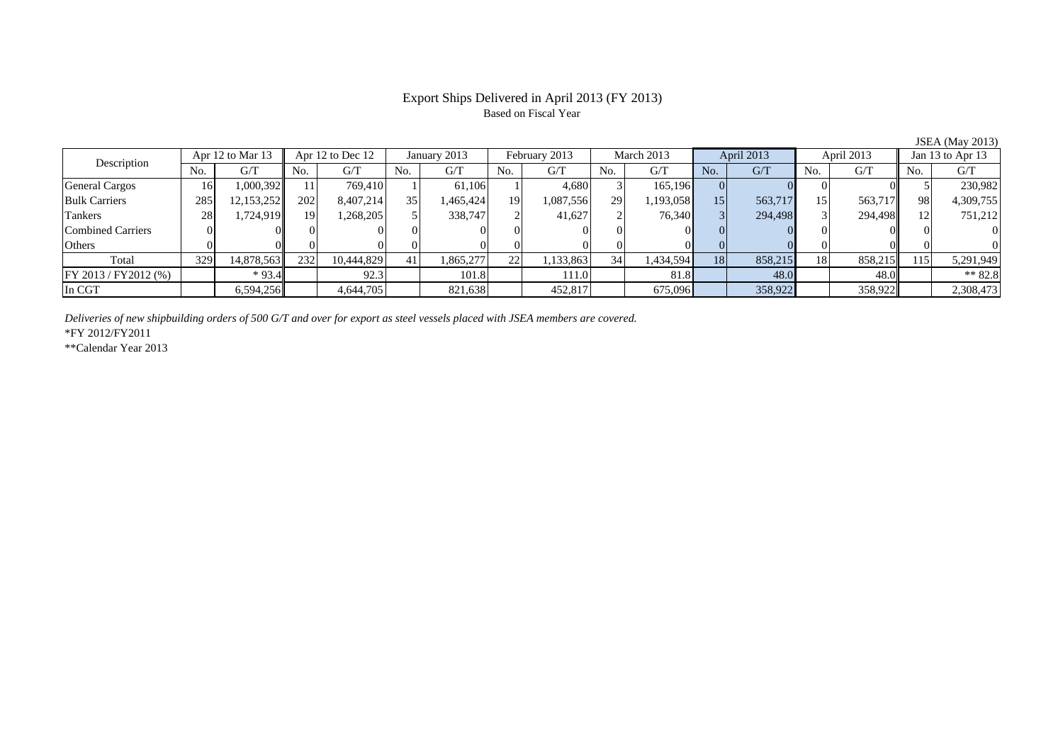# Export Ships Delivered in April 2013 (FY 2013)

Based on Fiscal Year

JSEA (May 2013)

| Description | Apr 12 to Mar 13 | | Apr 12 to Dec 12 | | January 2013 | | February 2013 | | March 2013 | | April 2013 | | April 2013 | | Jan 13 to Apr 13 | |
|---|---|---|---|---|---|---|---|---|---|---|---|---|---|---|---|---|
| | No. | G/T | No. | G/T | No. | G/T | No. | G/T | No. | G/T | No. | G/T | No. | G/T | No. | G/T |
| General Cargos | 16 | 1,000,392 | 11 | 769,410 | 1 | 61,106 | 1 | 4,680 | 3 | 165,196 | 0 | 0 | 0 | 0 | 5 | 230,982 |
| Bulk Carriers | 285 | 12,153,252 | 202 | 8,407,214 | 35 | 1,465,424 | 19 | 1,087,556 | 29 | 1,193,058 | 15 | 563,717 | 15 | 563,717 | 98 | 4,309,755 |
| Tankers | 28 | 1,724,919 | 19 | 1,268,205 | 5 | 338,747 | 2 | 41,627 | 2 | 76,340 | 3 | 294,498 | 3 | 294,498 | 12 | 751,212 |
| Combined Carriers | 0 | 0 | 0 | 0 | 0 | 0 | 0 | 0 | 0 | 0 | 0 | 0 | 0 | 0 | 0 | 0 |
| Others | 0 | 0 | 0 | 0 | 0 | 0 | 0 | 0 | 0 | 0 | 0 | 0 | 0 | 0 | 0 | 0 |
| Total | 329 | 14,878,563 | 232 | 10,444,829 | 41 | 1,865,277 | 22 | 1,133,863 | 34 | 1,434,594 | 18 | 858,215 | 18 | 858,215 | 115 | 5,291,949 |
| FY 2013 / FY2012 (%) | | * 93.4 | | 92.3 | | 101.8 | | 111.0 | | 81.8 | | 48.0 | | 48.0 | | ** 82.8 |
| In CGT | | 6,594,256 | | 4,644,705 | | 821,638 | | 452,817 | | 675,096 | | 358,922 | | 358,922 | | 2,308,473 |

*Deliveries of new shipbuilding orders of 500 G/T and over for export as steel vessels placed with JSEA members are covered.*

*FY 2012/FY2011

**Calendar Year 2013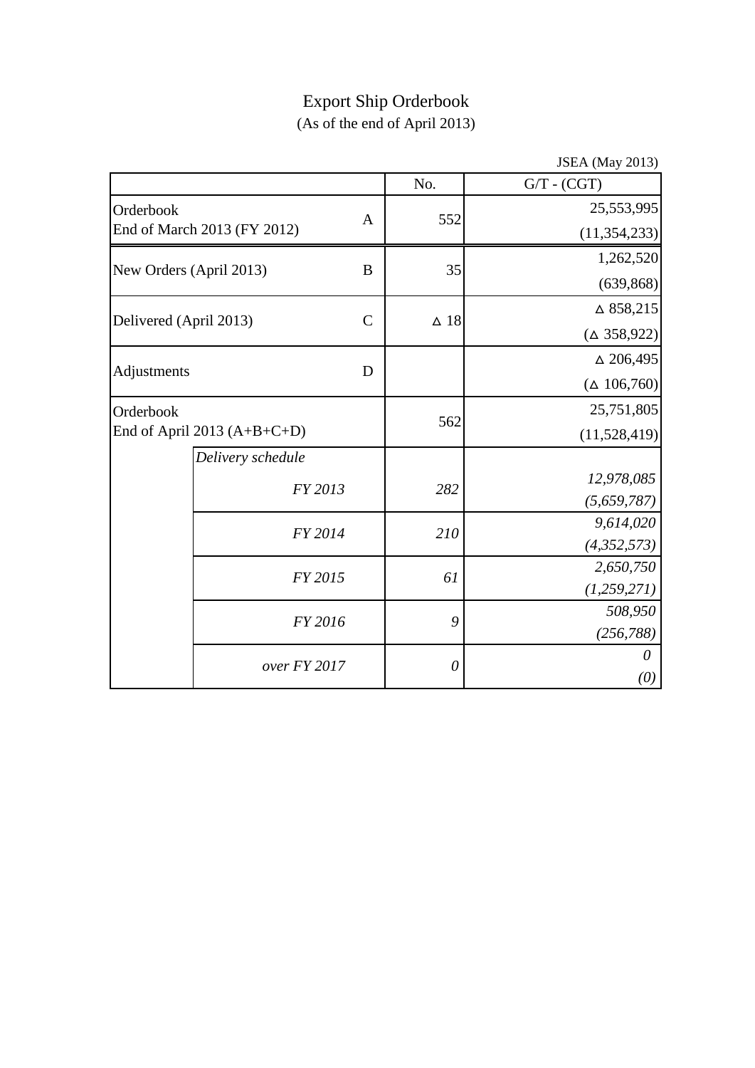# Export Ship Orderbook

(As of the end of April 2013)

JSEA (May 2013)

| | | | No. | G/T - (CGT) |
|---|---|---|---|---|
| Orderbook<br>End of March 2013 (FY 2012) | | A | 552 | 25,553,995<br>(11,354,233) |
| New Orders (April 2013) | | B | 35 | 1,262,520<br>(639,868) |
| Delivered (April 2013) | | C | ⊿ 18 | ⊿ 858,215<br>(⊿ 358,922) |
| Adjustments | | D | | ⊿ 206,495<br>(⊿ 106,760) |
| Orderbook<br>End of April 2013 (A+B+C+D) | | | 562 | 25,751,805<br>(11,528,419) |
| | *Delivery schedule* | | | |
| | *FY 2013* | | *282* | *12,978,085*<br>*(5,659,787)* |
| | *FY 2014* | | *210* | *9,614,020*<br>*(4,352,573)* |
| | *FY 2015* | | *61* | *2,650,750*<br>*(1,259,271)* |
| | *FY 2016* | | *9* | *508,950*<br>*(256,788)* |
| | *over FY 2017* | | *0* | *0*<br>*(0)* |